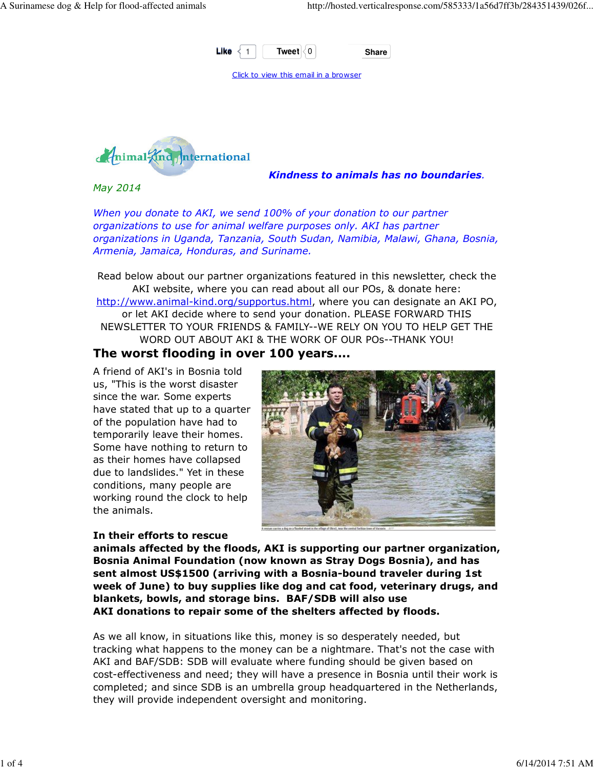Like 1 Tweet 0 Share

Click to view this email in a browser

Animal Kind International

***Kindness to animals has no boundaries*.**

*May 2014*

*When you donate to AKI, we send 100% of your donation to our partner organizations to use for animal welfare purposes only. AKI has partner organizations in Uganda, Tanzania, South Sudan, Namibia, Malawi, Ghana, Bosnia, Armenia, Jamaica, Honduras, and Suriname.*

Read below about our partner organizations featured in this newsletter, check the AKI website, where you can read about all our POs, & donate here: http://www.animal-kind.org/supportus.html, where you can designate an AKI PO, or let AKI decide where to send your donation. PLEASE FORWARD THIS NEWSLETTER TO YOUR FRIENDS & FAMILY--WE RELY ON YOU TO HELP GET THE WORD OUT ABOUT AKI & THE WORK OF OUR POs--THANK YOU!

## The worst flooding in over 100 years....

A friend of AKI's in Bosnia told us, "This is the worst disaster since the war. Some experts have stated that up to a quarter of the population have had to temporarily leave their homes. Some have nothing to return to as their homes have collapsed due to landslides." Yet in these conditions, many people are working round the clock to help the animals.

**In their efforts to rescue animals affected by the floods, AKI is supporting our partner organization, Bosnia Animal Foundation (now known as Stray Dogs Bosnia), and has sent almost US$1500 (arriving with a Bosnia-bound traveler during 1st week of June) to buy supplies like dog and cat food, veterinary drugs, and blankets, bowls, and storage bins. BAF/SDB will also use AKI donations to repair some of the shelters affected by floods.**

As we all know, in situations like this, money is so desperately needed, but tracking what happens to the money can be a nightmare. That's not the case with AKI and BAF/SDB: SDB will evaluate where funding should be given based on cost-effectiveness and need; they will have a presence in Bosnia until their work is completed; and since SDB is an umbrella group headquartered in the Netherlands, they will provide independent oversight and monitoring.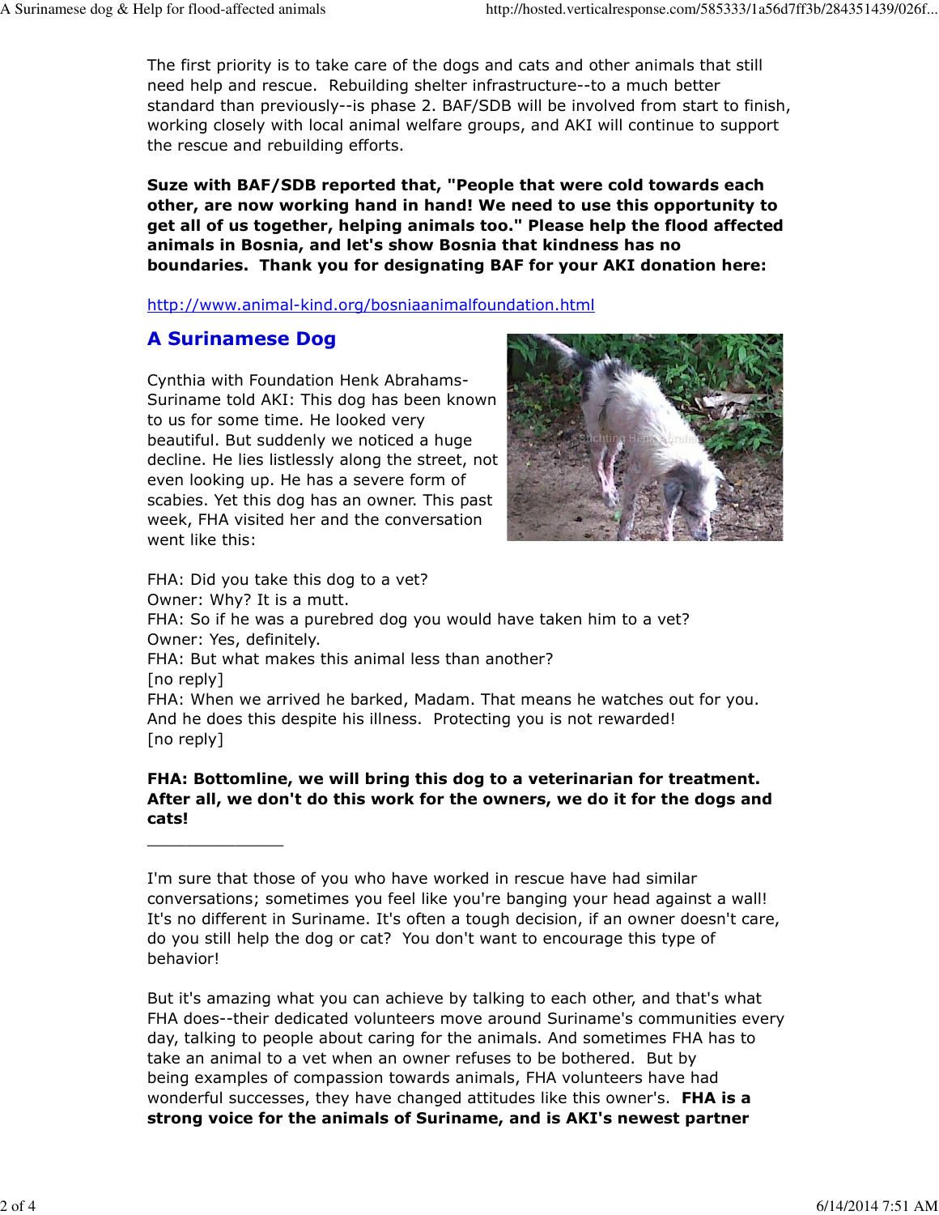The first priority is to take care of the dogs and cats and other animals that still need help and rescue. Rebuilding shelter infrastructure--to a much better standard than previously--is phase 2. BAF/SDB will be involved from start to finish, working closely with local animal welfare groups, and AKI will continue to support the rescue and rebuilding efforts.

**Suze with BAF/SDB reported that, "People that were cold towards each other, are now working hand in hand! We need to use this opportunity to get all of us together, helping animals too." Please help the flood affected animals in Bosnia, and let's show Bosnia that kindness has no boundaries. Thank you for designating BAF for your AKI donation here:**

http://www.animal-kind.org/bosniaanimalfoundation.html

## A Surinamese Dog

Cynthia with Foundation Henk Abrahams-Suriname told AKI: This dog has been known to us for some time. He looked very beautiful. But suddenly we noticed a huge decline. He lies listlessly along the street, not even looking up. He has a severe form of scabies. Yet this dog has an owner. This past week, FHA visited her and the conversation went like this:

FHA: Did you take this dog to a vet?
Owner: Why? It is a mutt.
FHA: So if he was a purebred dog you would have taken him to a vet?
Owner: Yes, definitely.
FHA: But what makes this animal less than another?
[no reply]
FHA: When we arrived he barked, Madam. That means he watches out for you. And he does this despite his illness. Protecting you is not rewarded!
[no reply]

**FHA: Bottomline, we will bring this dog to a veterinarian for treatment. After all, we don't do this work for the owners, we do it for the dogs and cats!**

_______________

I'm sure that those of you who have worked in rescue have had similar conversations; sometimes you feel like you're banging your head against a wall! It's no different in Suriname. It's often a tough decision, if an owner doesn't care, do you still help the dog or cat? You don't want to encourage this type of behavior!

But it's amazing what you can achieve by talking to each other, and that's what FHA does--their dedicated volunteers move around Suriname's communities every day, talking to people about caring for the animals. And sometimes FHA has to take an animal to a vet when an owner refuses to be bothered. But by being examples of compassion towards animals, FHA volunteers have had wonderful successes, they have changed attitudes like this owner's. **FHA is a strong voice for the animals of Suriname, and is AKI's newest partner**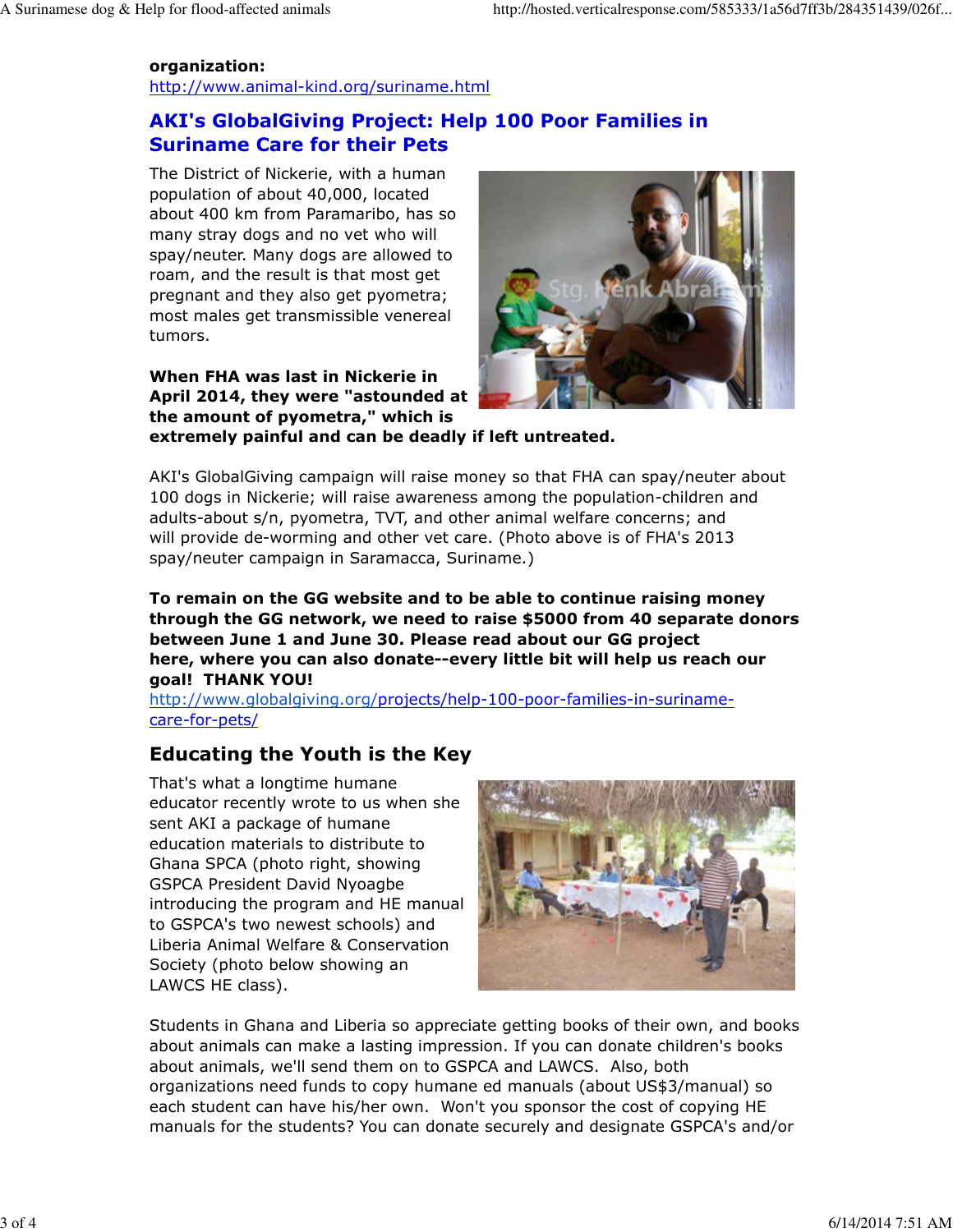**organization:**
http://www.animal-kind.org/suriname.html

## AKI's GlobalGiving Project: Help 100 Poor Families in Suriname Care for their Pets

The District of Nickerie, with a human population of about 40,000, located about 400 km from Paramaribo, has so many stray dogs and no vet who will spay/neuter. Many dogs are allowed to roam, and the result is that most get pregnant and they also get pyometra; most males get transmissible venereal tumors.

**When FHA was last in Nickerie in April 2014, they were "astounded at the amount of pyometra," which is extremely painful and can be deadly if left untreated.**

AKI's GlobalGiving campaign will raise money so that FHA can spay/neuter about 100 dogs in Nickerie; will raise awareness among the population-children and adults-about s/n, pyometra, TVT, and other animal welfare concerns; and will provide de-worming and other vet care. (Photo above is of FHA's 2013 spay/neuter campaign in Saramacca, Suriname.)

**To remain on the GG website and to be able to continue raising money through the GG network, we need to raise $5000 from 40 separate donors between June 1 and June 30. Please read about our GG project here, where you can also donate--every little bit will help us reach our goal! THANK YOU!**
http://www.globalgiving.org/projects/help-100-poor-families-in-suriname-care-for-pets/

## Educating the Youth is the Key

That's what a longtime humane educator recently wrote to us when she sent AKI a package of humane education materials to distribute to Ghana SPCA (photo right, showing GSPCA President David Nyoagbe introducing the program and HE manual to GSPCA's two newest schools) and Liberia Animal Welfare & Conservation Society (photo below showing an LAWCS HE class).

Students in Ghana and Liberia so appreciate getting books of their own, and books about animals can make a lasting impression. If you can donate children's books about animals, we'll send them on to GSPCA and LAWCS. Also, both organizations need funds to copy humane ed manuals (about US$3/manual) so each student can have his/her own. Won't you sponsor the cost of copying HE manuals for the students? You can donate securely and designate GSPCA's and/or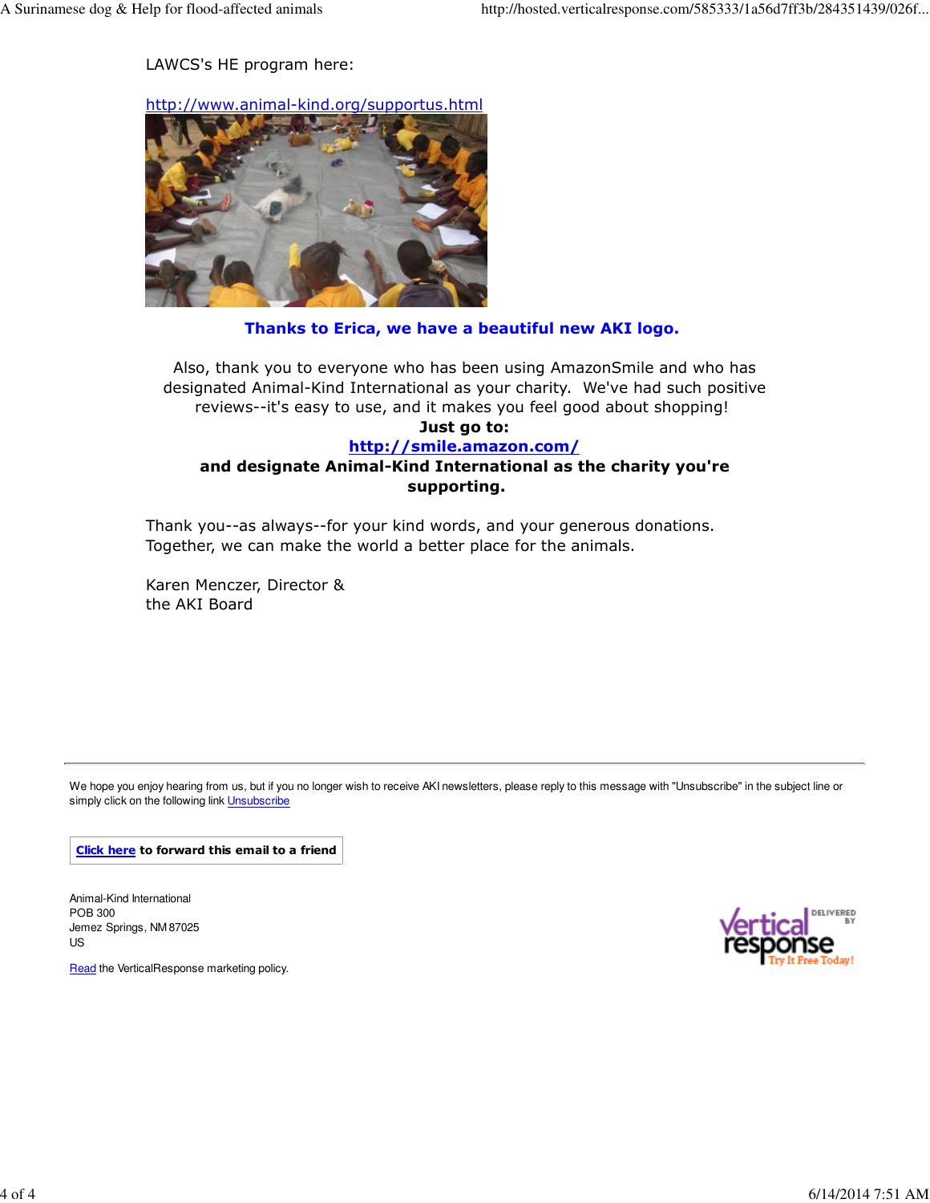LAWCS's HE program here:

http://www.animal-kind.org/supportus.html

**Thanks to Erica, we have a beautiful new AKI logo.**

Also, thank you to everyone who has been using AmazonSmile and who has designated Animal-Kind International as your charity. We've had such positive reviews--it's easy to use, and it makes you feel good about shopping!
**Just go to:**
**http://smile.amazon.com/**
**and designate Animal-Kind International as the charity you're supporting.**

Thank you--as always--for your kind words, and your generous donations. Together, we can make the world a better place for the animals.

Karen Menczer, Director &
the AKI Board

---

We hope you enjoy hearing from us, but if you no longer wish to receive AKI newsletters, please reply to this message with "Unsubscribe" in the subject line or simply click on the following link Unsubscribe

**Click here to forward this email to a friend**

Animal-Kind International
POB 300
Jemez Springs, NM 87025
US

Read the VerticalResponse marketing policy.

Vertical response DELIVERED BY Try It Free Today!